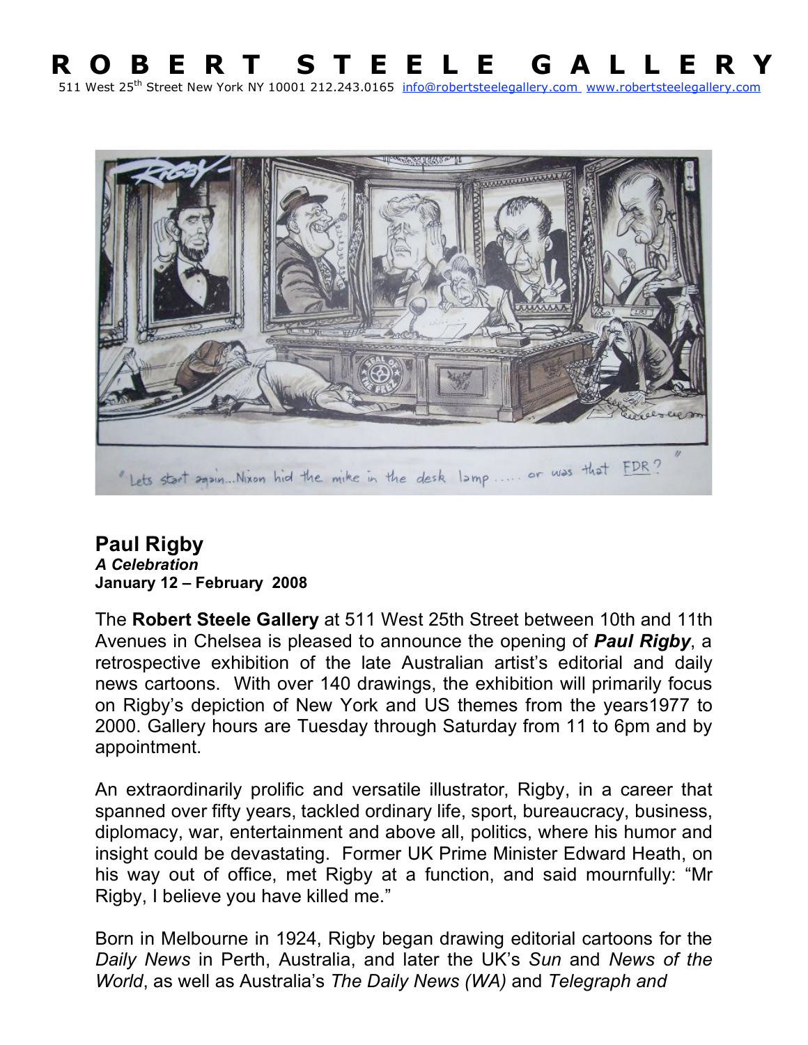# R O B E R T  S T E E L E  G A L L E R Y

511 West 25th Street New York NY 10001 212.243.0165 info@robertsteelegallery.com www.robertsteelegallery.com

"Lets start again...Nixon hid the mike in the desk lamp..... or was that FDR?"

## Paul Rigby

***A Celebration***

**January 12 – February 2008**

The **Robert Steele Gallery** at 511 West 25th Street between 10th and 11th Avenues in Chelsea is pleased to announce the opening of ***Paul Rigby***, a retrospective exhibition of the late Australian artist's editorial and daily news cartoons. With over 140 drawings, the exhibition will primarily focus on Rigby's depiction of New York and US themes from the years1977 to 2000. Gallery hours are Tuesday through Saturday from 11 to 6pm and by appointment.

An extraordinarily prolific and versatile illustrator, Rigby, in a career that spanned over fifty years, tackled ordinary life, sport, bureaucracy, business, diplomacy, war, entertainment and above all, politics, where his humor and insight could be devastating. Former UK Prime Minister Edward Heath, on his way out of office, met Rigby at a function, and said mournfully: "Mr Rigby, I believe you have killed me."

Born in Melbourne in 1924, Rigby began drawing editorial cartoons for the *Daily News* in Perth, Australia, and later the UK's *Sun* and *News of the World*, as well as Australia's *The Daily News (WA)* and *Telegraph and*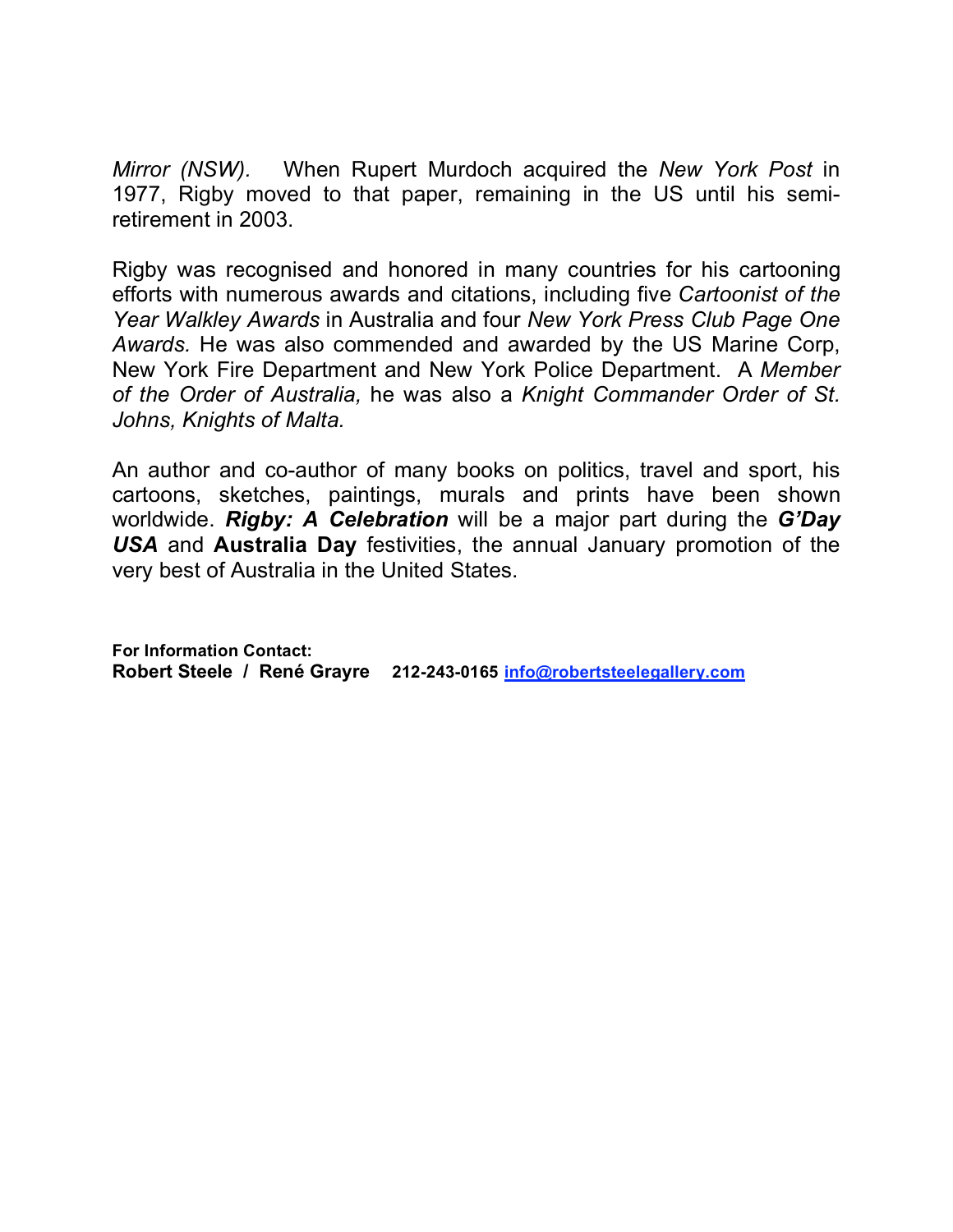*Mirror (NSW).* When Rupert Murdoch acquired the *New York Post* in 1977, Rigby moved to that paper, remaining in the US until his semi-retirement in 2003.

Rigby was recognised and honored in many countries for his cartooning efforts with numerous awards and citations, including five *Cartoonist of the Year Walkley Awards* in Australia and four *New York Press Club Page One Awards.* He was also commended and awarded by the US Marine Corp, New York Fire Department and New York Police Department. A *Member of the Order of Australia,* he was also a *Knight Commander Order of St. Johns, Knights of Malta.*

An author and co-author of many books on politics, travel and sport, his cartoons, sketches, paintings, murals and prints have been shown worldwide. ***Rigby: A Celebration*** will be a major part during the ***G'Day USA*** and **Australia Day** festivities, the annual January promotion of the very best of Australia in the United States.

**For Information Contact:**
**Robert Steele / René Grayre 212-243-0165 [info@robertsteelegallery.com](mailto:info@robertsteelegallery.com)**